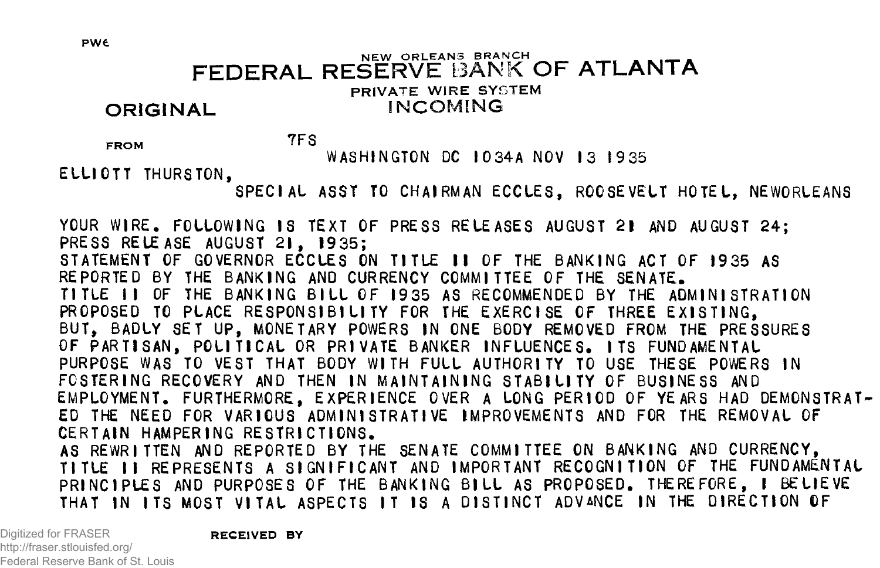PWE

NEW ORLEANS BRANCH
# FEDERAL RESERVE BANK OF ATLANTA
PRIVATE WIRE SYSTEM

**ORIGINAL** INCOMING

FROM 7FS

WASHINGTON DC 1034A NOV 13 1935

ELLIOTT THURSTON,

SPECIAL ASST TO CHAIRMAN ECCLES, ROOSEVELT HOTEL, NEWORLEANS

YOUR WIRE. FOLLOWING IS TEXT OF PRESS RELEASES AUGUST 21 AND AUGUST 24;
PRESS RELEASE AUGUST 21, 1935;
STATEMENT OF GOVERNOR ECCLES ON TITLE II OF THE BANKING ACT OF 1935 AS REPORTED BY THE BANKING AND CURRENCY COMMITTEE OF THE SENATE.
TITLE II OF THE BANKING BILL OF 1935 AS RECOMMENDED BY THE ADMINISTRATION PROPOSED TO PLACE RESPONSIBILITY FOR THE EXERCISE OF THREE EXISTING, BUT, BADLY SET UP, MONETARY POWERS IN ONE BODY REMOVED FROM THE PRESSURES OF PARTISAN, POLITICAL OR PRIVATE BANKER INFLUENCES. ITS FUNDAMENTAL PURPOSE WAS TO VEST THAT BODY WITH FULL AUTHORITY TO USE THESE POWERS IN FOSTERING RECOVERY AND THEN IN MAINTAINING STABILITY OF BUSINESS AND EMPLOYMENT. FURTHERMORE, EXPERIENCE OVER A LONG PERIOD OF YEARS HAD DEMONSTRATED THE NEED FOR VARIOUS ADMINISTRATIVE IMPROVEMENTS AND FOR THE REMOVAL OF CERTAIN HAMPERING RESTRICTIONS.
AS REWRITTEN AND REPORTED BY THE SENATE COMMITTEE ON BANKING AND CURRENCY, TITLE II REPRESENTS A SIGNIFICANT AND IMPORTANT RECOGNITION OF THE FUNDAMENTAL PRINCIPLES AND PURPOSES OF THE BANKING BILL AS PROPOSED. THEREFORE, I BELIEVE THAT IN ITS MOST VITAL ASPECTS IT IS A DISTINCT ADVANCE IN THE DIRECTION OF

RECEIVED BY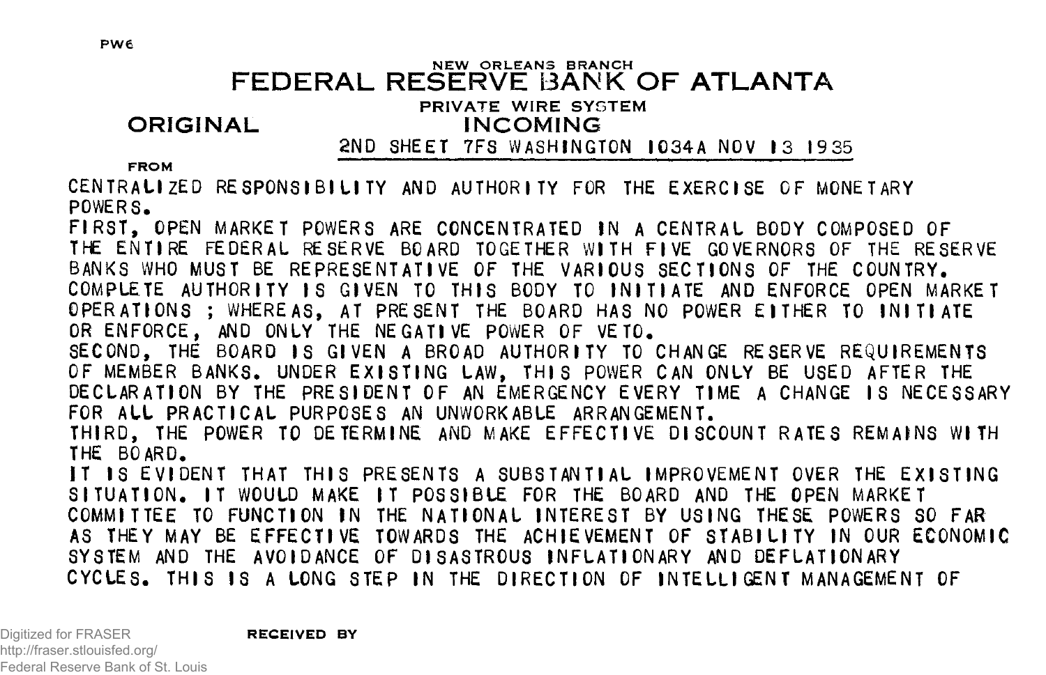PW6

NEW ORLEANS BRANCH

# FEDERAL RESERVE BANK OF ATLANTA

PRIVATE WIRE SYSTEM

**ORIGINAL** **INCOMING**

2ND SHEET 7FS WASHINGTON 1034A NOV 13 1935

FROM

CENTRALIZED RESPONSIBILITY AND AUTHORITY FOR THE EXERCISE OF MONETARY POWERS.

FIRST, OPEN MARKET POWERS ARE CONCENTRATED IN A CENTRAL BODY COMPOSED OF THE ENTIRE FEDERAL RESERVE BOARD TOGETHER WITH FIVE GOVERNORS OF THE RESERVE BANKS WHO MUST BE REPRESENTATIVE OF THE VARIOUS SECTIONS OF THE COUNTRY. COMPLETE AUTHORITY IS GIVEN TO THIS BODY TO INITIATE AND ENFORCE OPEN MARKET OPERATIONS ; WHEREAS, AT PRESENT THE BOARD HAS NO POWER EITHER TO INITIATE OR ENFORCE, AND ONLY THE NEGATIVE POWER OF VETO.

SECOND, THE BOARD IS GIVEN A BROAD AUTHORITY TO CHANGE RESERVE REQUIREMENTS OF MEMBER BANKS. UNDER EXISTING LAW, THIS POWER CAN ONLY BE USED AFTER THE DECLARATION BY THE PRESIDENT OF AN EMERGENCY EVERY TIME A CHANGE IS NECESSARY FOR ALL PRACTICAL PURPOSES AN UNWORKABLE ARRANGEMENT.

THIRD, THE POWER TO DETERMINE AND MAKE EFFECTIVE DISCOUNT RATES REMAINS WITH THE BOARD.

IT IS EVIDENT THAT THIS PRESENTS A SUBSTANTIAL IMPROVEMENT OVER THE EXISTING SITUATION. IT WOULD MAKE IT POSSIBLE FOR THE BOARD AND THE OPEN MARKET COMMITTEE TO FUNCTION IN THE NATIONAL INTEREST BY USING THESE POWERS SO FAR AS THEY MAY BE EFFECTIVE TOWARDS THE ACHIEVEMENT OF STABILITY IN OUR ECONOMIC SYSTEM AND THE AVOIDANCE OF DISASTROUS INFLATIONARY AND DEFLATIONARY CYCLES. THIS IS A LONG STEP IN THE DIRECTION OF INTELLIGENT MANAGEMENT OF

RECEIVED BY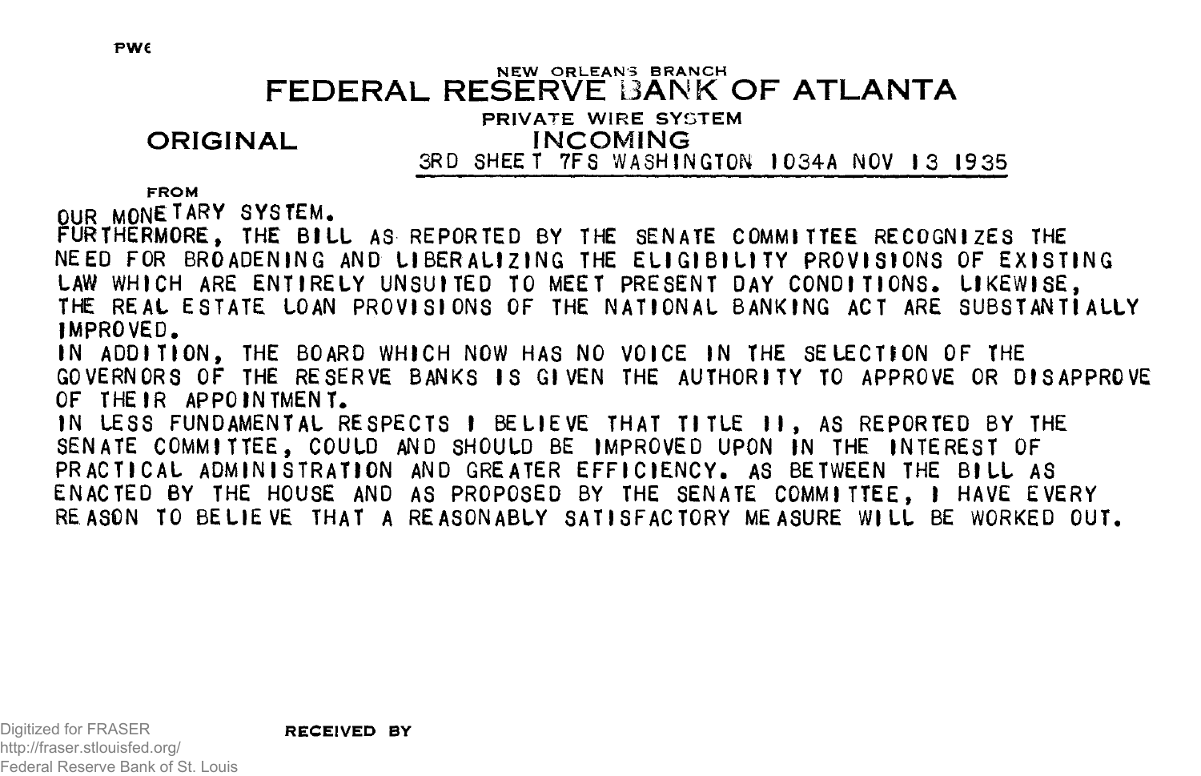PWC

NEW ORLEANS BRANCH

# FEDERAL RESERVE BANK OF ATLANTA

PRIVATE WIRE SYSTEM

**ORIGINAL** INCOMING

3RD SHEET 7FS WASHINGTON 1034A NOV 13 1935

FROM

OUR MONETARY SYSTEM.

FURTHERMORE, THE BILL AS REPORTED BY THE SENATE COMMITTEE RECOGNIZES THE NEED FOR BROADENING AND LIBERALIZING THE ELIGIBILITY PROVISIONS OF EXISTING LAW WHICH ARE ENTIRELY UNSUITED TO MEET PRESENT DAY CONDITIONS. LIKEWISE, THE REAL ESTATE LOAN PROVISIONS OF THE NATIONAL BANKING ACT ARE SUBSTANTIALLY IMPROVED.

IN ADDITION, THE BOARD WHICH NOW HAS NO VOICE IN THE SELECTION OF THE GOVERNORS OF THE RESERVE BANKS IS GIVEN THE AUTHORITY TO APPROVE OR DISAPPROVE OF THEIR APPOINTMENT.

IN LESS FUNDAMENTAL RESPECTS I BELIEVE THAT TITLE II, AS REPORTED BY THE SENATE COMMITTEE, COULD AND SHOULD BE IMPROVED UPON IN THE INTEREST OF PRACTICAL ADMINISTRATION AND GREATER EFFICIENCY. AS BETWEEN THE BILL AS ENACTED BY THE HOUSE AND AS PROPOSED BY THE SENATE COMMITTEE, I HAVE EVERY REASON TO BELIEVE THAT A REASONABLY SATISFACTORY MEASURE WILL BE WORKED OUT.

RECEIVED BY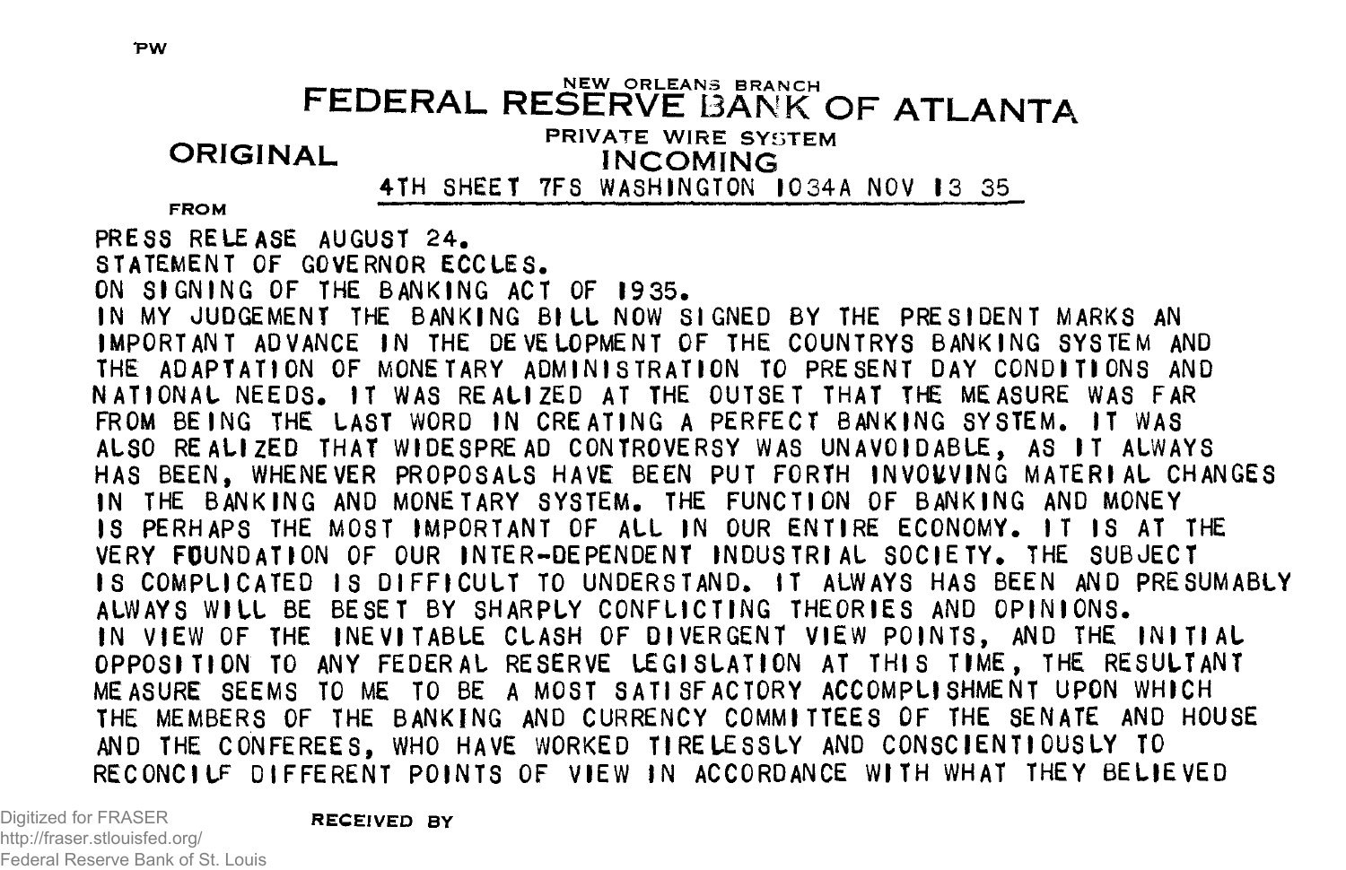PW

NEW ORLEANS BRANCH
# FEDERAL RESERVE BANK OF ATLANTA

PRIVATE WIRE SYSTEM

**ORIGINAL** **INCOMING**

4TH SHEET 7FS WASHINGTON 1034A NOV 13 35

FROM

PRESS RELEASE AUGUST 24.
STATEMENT OF GOVERNOR ECCLES.
ON SIGNING OF THE BANKING ACT OF 1935.
IN MY JUDGEMENT THE BANKING BILL NOW SIGNED BY THE PRESIDENT MARKS AN IMPORTANT ADVANCE IN THE DEVELOPMENT OF THE COUNTRYS BANKING SYSTEM AND THE ADAPTATION OF MONETARY ADMINISTRATION TO PRESENT DAY CONDITIONS AND NATIONAL NEEDS. IT WAS REALIZED AT THE OUTSET THAT THE MEASURE WAS FAR FROM BEING THE LAST WORD IN CREATING A PERFECT BANKING SYSTEM. IT WAS ALSO REALIZED THAT WIDESPREAD CONTROVERSY WAS UNAVOIDABLE, AS IT ALWAYS HAS BEEN, WHENEVER PROPOSALS HAVE BEEN PUT FORTH INVOLVING MATERIAL CHANGES IN THE BANKING AND MONETARY SYSTEM. THE FUNCTION OF BANKING AND MONEY IS PERHAPS THE MOST IMPORTANT OF ALL IN OUR ENTIRE ECONOMY. IT IS AT THE VERY FOUNDATION OF OUR INTER-DEPENDENT INDUSTRIAL SOCIETY. THE SUBJECT IS COMPLICATED IS DIFFICULT TO UNDERSTAND. IT ALWAYS HAS BEEN AND PRESUMABLY ALWAYS WILL BE BESET BY SHARPLY CONFLICTING THEORIES AND OPINIONS.
IN VIEW OF THE INEVITABLE CLASH OF DIVERGENT VIEW POINTS, AND THE INITIAL OPPOSITION TO ANY FEDERAL RESERVE LEGISLATION AT THIS TIME, THE RESULTANT MEASURE SEEMS TO ME TO BE A MOST SATISFACTORY ACCOMPLISHMENT UPON WHICH THE MEMBERS OF THE BANKING AND CURRENCY COMMITTEES OF THE SENATE AND HOUSE AND THE CONFEREES, WHO HAVE WORKED TIRELESSLY AND CONSCIENTIOUSLY TO RECONCILF DIFFERENT POINTS OF VIEW IN ACCORDANCE WITH WHAT THEY BELIEVED

RECEIVED BY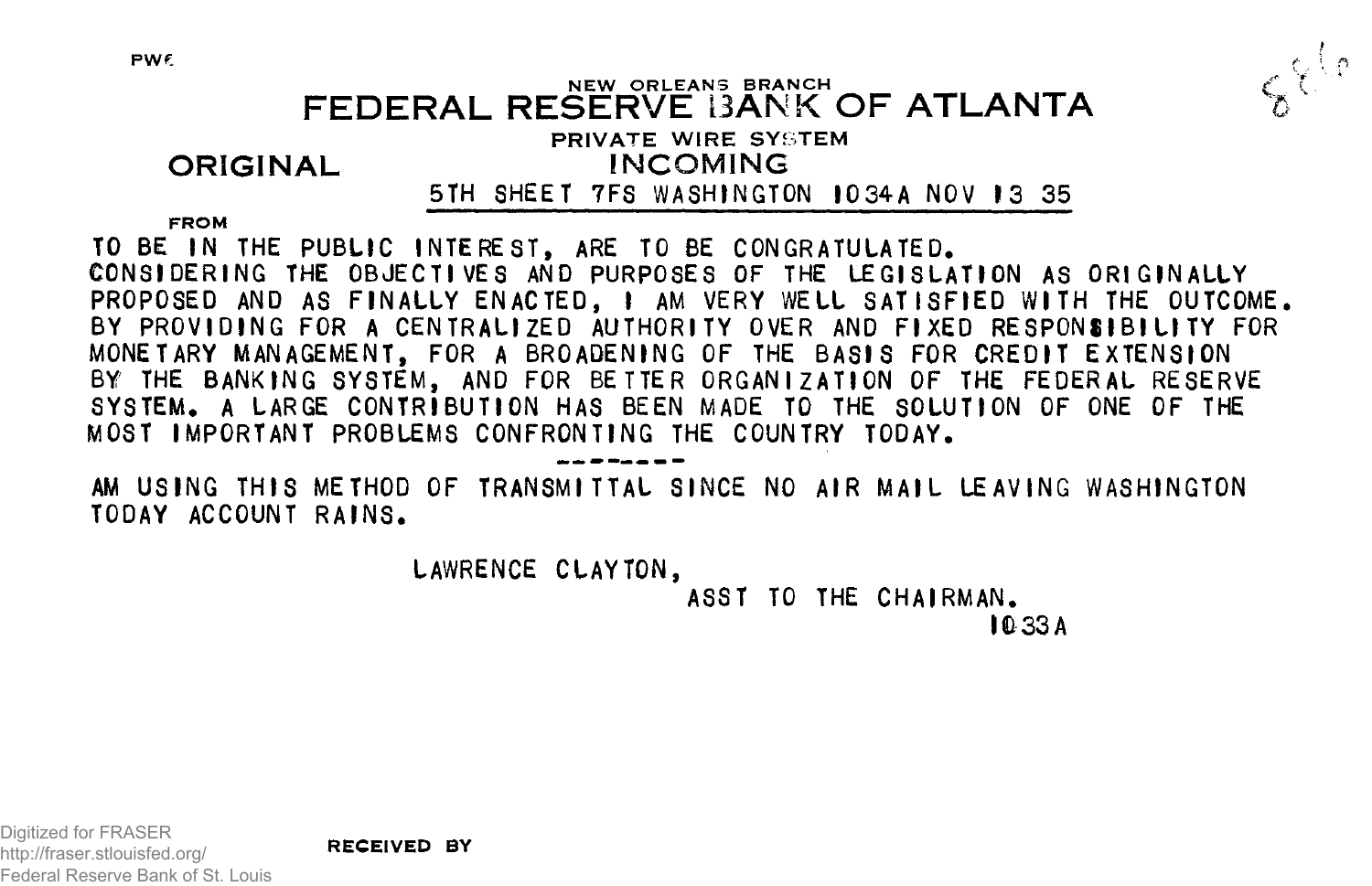PWF

NEW ORLEANS BRANCH

# FEDERAL RESERVE BANK OF ATLANTA

PRIVATE WIRE SYSTEM

ORIGINAL INCOMING

5TH SHEET 7FS WASHINGTON 1034A NOV 13 35

FROM

TO BE IN THE PUBLIC INTEREST, ARE TO BE CONGRATULATED. CONSIDERING THE OBJECTIVES AND PURPOSES OF THE LEGISLATION AS ORIGINALLY PROPOSED AND AS FINALLY ENACTED, I AM VERY WELL SATISFIED WITH THE OUTCOME. BY PROVIDING FOR A CENTRALIZED AUTHORITY OVER AND FIXED RESPONSIBILITY FOR MONETARY MANAGEMENT, FOR A BROADENING OF THE BASIS FOR CREDIT EXTENSION BY THE BANKING SYSTEM, AND FOR BETTER ORGANIZATION OF THE FEDERAL RESERVE SYSTEM. A LARGE CONTRIBUTION HAS BEEN MADE TO THE SOLUTION OF ONE OF THE MOST IMPORTANT PROBLEMS CONFRONTING THE COUNTRY TODAY.

--------

AM USING THIS METHOD OF TRANSMITTAL SINCE NO AIR MAIL LEAVING WASHINGTON TODAY ACCOUNT RAINS.

LAWRENCE CLAYTON,
ASST TO THE CHAIRMAN.

1033A

RECEIVED BY